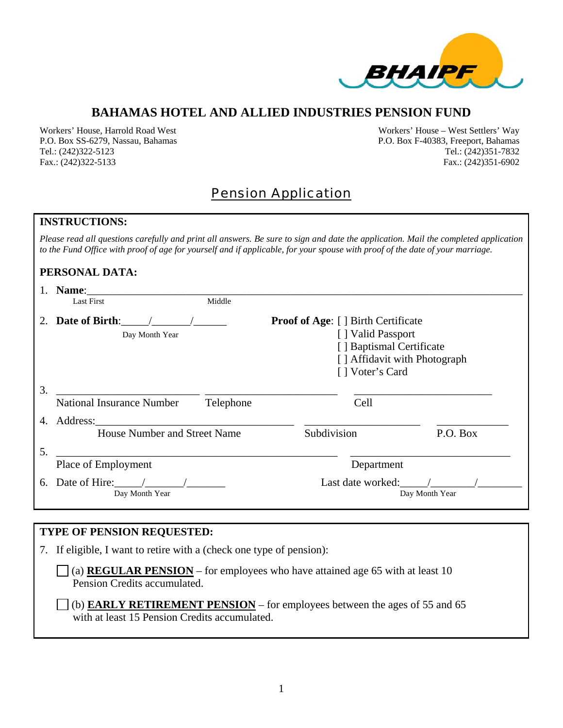# BAHAMAS HOTEL AND ALLIED INDUSTRIES PENSION FUND

Workers' House, Harrold Road West
P.O. Box SS-6279, Nassau, Bahamas
Tel.: (242)322-5123
Fax.: (242)322-5133

Workers' House – West Settlers' Way
P.O. Box F-40383, Freeport, Bahamas
Tel.: (242)351-7832
Fax.: (242)351-6902

## Pension Application

**INSTRUCTIONS:**

*Please read all questions carefully and print all answers. Be sure to sign and date the application. Mail the completed application to the Fund Office with proof of age for yourself and if applicable, for your spouse with proof of the date of your marriage.*

**PERSONAL DATA:**

1. **Name**:________________________________________________
   Last First Middle

2. **Date of Birth**:_____/_______/______
   Day Month Year

   **Proof of Age**: [ ] Birth Certificate
   [ ] Valid Passport
   [ ] Baptismal Certificate
   [ ] Affidavit with Photograph
   [ ] Voter's Card

3. ________________________ ________________________ ________________________
   National Insurance Number Telephone Cell

4. Address:________________________ ________________________ ____________
   House Number and Street Name Subdivision P.O. Box

5. ________________________________________ ________________________
   Place of Employment Department

6. Date of Hire:_____/_______/_______ Last date worked:_____/_______/________
   Day Month Year Day Month Year

**TYPE OF PENSION REQUESTED:**

7. If eligible, I want to retire with a (check one type of pension):

   ☐ (a) **REGULAR PENSION** – for employees who have attained age 65 with at least 10 Pension Credits accumulated.

   ☐ (b) **EARLY RETIREMENT PENSION** – for employees between the ages of 55 and 65 with at least 15 Pension Credits accumulated.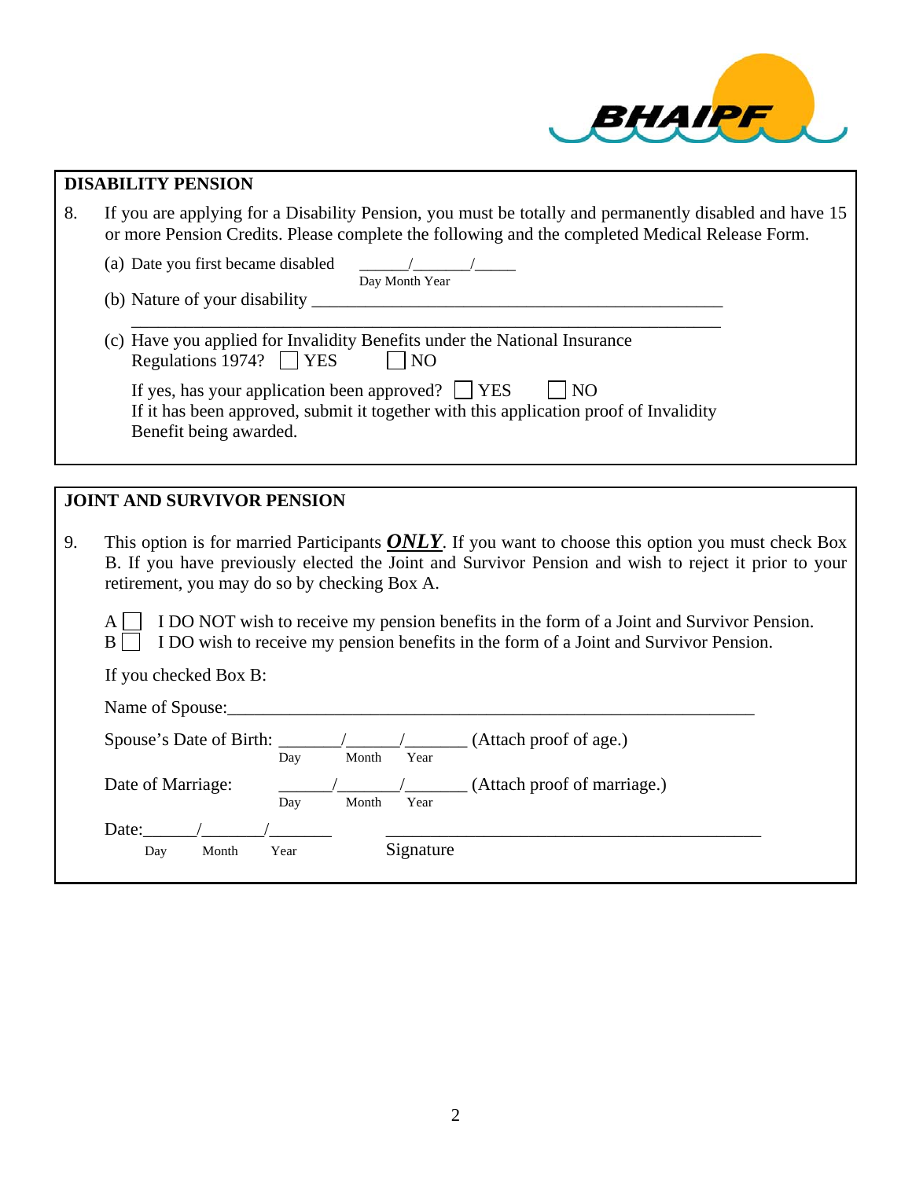## DISABILITY PENSION

8. If you are applying for a Disability Pension, you must be totally and permanently disabled and have 15 or more Pension Credits. Please complete the following and the completed Medical Release Form.

   (a) Date you first became disabled ______/_______/_____
   Day Month Year

   (b) Nature of your disability ______________________________________________

   ____________________________________________________________________

   (c) Have you applied for Invalidity Benefits under the National Insurance Regulations 1974? ☐ YES ☐ NO

   If yes, has your application been approved? ☐ YES ☐ NO
   If it has been approved, submit it together with this application proof of Invalidity Benefit being awarded.

## JOINT AND SURVIVOR PENSION

9. This option is for married Participants ***ONLY***. If you want to choose this option you must check Box B. If you have previously elected the Joint and Survivor Pension and wish to reject it prior to your retirement, you may do so by checking Box A.

   A ☐ I DO NOT wish to receive my pension benefits in the form of a Joint and Survivor Pension.
   B ☐ I DO wish to receive my pension benefits in the form of a Joint and Survivor Pension.

   If you checked Box B:

   Name of Spouse:____________________________________________________________

   Spouse's Date of Birth: _______/______/_______ (Attach proof of age.)
   Day Month Year

   Date of Marriage: ______/_______/_______ (Attach proof of marriage.)
   Day Month Year

   Date:______/_______/_______ ____________________________________________
   Day Month Year Signature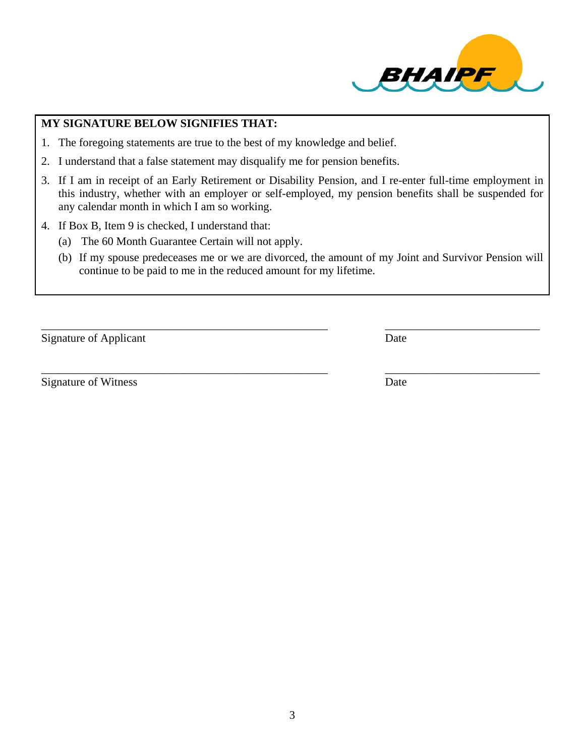BHAIPF

**MY SIGNATURE BELOW SIGNIFIES THAT:**

1. The foregoing statements are true to the best of my knowledge and belief.
2. I understand that a false statement may disqualify me for pension benefits.
3. If I am in receipt of an Early Retirement or Disability Pension, and I re-enter full-time employment in this industry, whether with an employer or self-employed, my pension benefits shall be suspended for any calendar month in which I am so working.
4. If Box B, Item 9 is checked, I understand that:
   (a) The 60 Month Guarantee Certain will not apply.
   (b) If my spouse predeceases me or we are divorced, the amount of my Joint and Survivor Pension will continue to be paid to me in the reduced amount for my lifetime.

_______________________________________________ ______________________
Signature of Applicant Date

_______________________________________________ ______________________
Signature of Witness Date